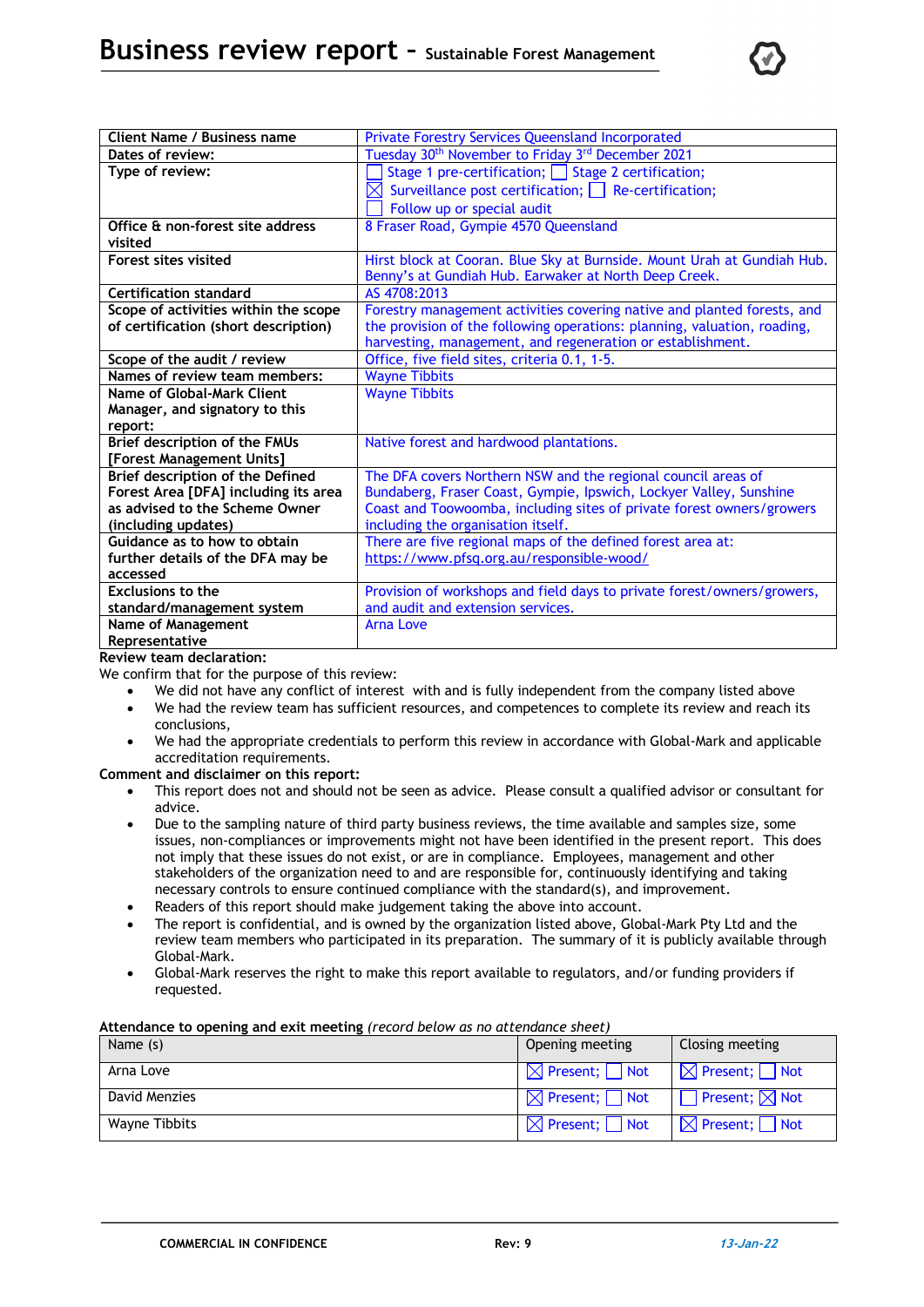# Business review report - Sustainable Forest Management

| Client Name / Business name | Private Forestry Services Queensland Incorporated |
|---|---|
| Dates of review: | Tuesday 30th November to Friday 3rd December 2021 |
| Type of review: | ☐ Stage 1 pre-certification; ☐ Stage 2 certification; ☒ Surveillance post certification; ☐ Re-certification; ☐ Follow up or special audit |
| Office & non-forest site address visited | 8 Fraser Road, Gympie 4570 Queensland |
| Forest sites visited | Hirst block at Cooran. Blue Sky at Burnside. Mount Urah at Gundiah Hub. Benny's at Gundiah Hub. Earwaker at North Deep Creek. |
| Certification standard | AS 4708:2013 |
| Scope of activities within the scope of certification (short description) | Forestry management activities covering native and planted forests, and the provision of the following operations: planning, valuation, roading, harvesting, management, and regeneration or establishment. |
| Scope of the audit / review | Office, five field sites, criteria 0.1, 1-5. |
| Names of review team members: | Wayne Tibbits |
| Name of Global-Mark Client Manager, and signatory to this report: | Wayne Tibbits |
| Brief description of the FMUs [Forest Management Units] | Native forest and hardwood plantations. |
| Brief description of the Defined Forest Area [DFA] including its area as advised to the Scheme Owner (including updates) | The DFA covers Northern NSW and the regional council areas of Bundaberg, Fraser Coast, Gympie, Ipswich, Lockyer Valley, Sunshine Coast and Toowoomba, including sites of private forest owners/growers including the organisation itself. |
| Guidance as to how to obtain further details of the DFA may be accessed | There are five regional maps of the defined forest area at: https://www.pfsq.org.au/responsible-wood/ |
| Exclusions to the standard/management system | Provision of workshops and field days to private forest/owners/growers, and audit and extension services. |
| Name of Management Representative | Arna Love |

**Review team declaration:**

We confirm that for the purpose of this review:

- We did not have any conflict of interest with and is fully independent from the company listed above
- We had the review team has sufficient resources, and competences to complete its review and reach its conclusions,
- We had the appropriate credentials to perform this review in accordance with Global-Mark and applicable accreditation requirements.

**Comment and disclaimer on this report:**

- This report does not and should not be seen as advice. Please consult a qualified advisor or consultant for advice.
- Due to the sampling nature of third party business reviews, the time available and samples size, some issues, non-compliances or improvements might not have been identified in the present report. This does not imply that these issues do not exist, or are in compliance. Employees, management and other stakeholders of the organization need to and are responsible for, continuously identifying and taking necessary controls to ensure continued compliance with the standard(s), and improvement.
- Readers of this report should make judgement taking the above into account.
- The report is confidential, and is owned by the organization listed above, Global-Mark Pty Ltd and the review team members who participated in its preparation. The summary of it is publicly available through Global-Mark.
- Global-Mark reserves the right to make this report available to regulators, and/or funding providers if requested.

**Attendance to opening and exit meeting** *(record below as no attendance sheet)*

| Name (s) | Opening meeting | Closing meeting |
|---|---|---|
| Arna Love | ☒ Present; ☐ Not | ☒ Present; ☐ Not |
| David Menzies | ☒ Present; ☐ Not | ☐ Present; ☒ Not |
| Wayne Tibbits | ☒ Present; ☐ Not | ☒ Present; ☐ Not |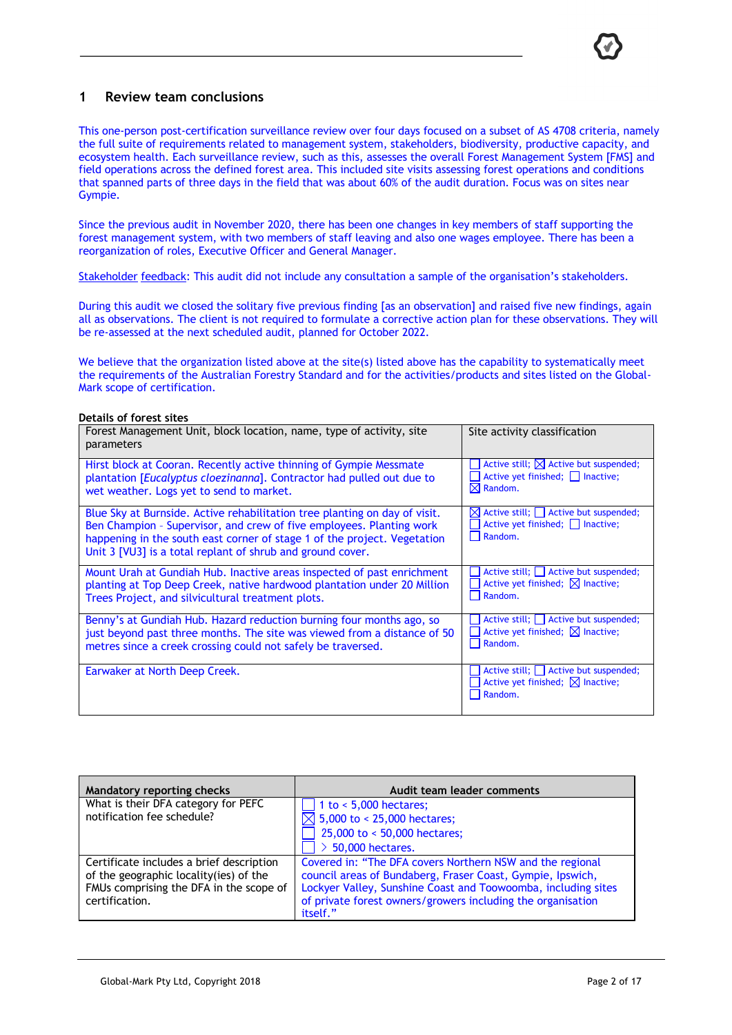## 1 Review team conclusions

This one-person post-certification surveillance review over four days focused on a subset of AS 4708 criteria, namely the full suite of requirements related to management system, stakeholders, biodiversity, productive capacity, and ecosystem health. Each surveillance review, such as this, assesses the overall Forest Management System [FMS] and field operations across the defined forest area. This included site visits assessing forest operations and conditions that spanned parts of three days in the field that was about 60% of the audit duration. Focus was on sites near Gympie.

Since the previous audit in November 2020, there has been one changes in key members of staff supporting the forest management system, with two members of staff leaving and also one wages employee. There has been a reorganization of roles, Executive Officer and General Manager.

Stakeholder feedback: This audit did not include any consultation a sample of the organisation's stakeholders.

During this audit we closed the solitary five previous finding [as an observation] and raised five new findings, again all as observations. The client is not required to formulate a corrective action plan for these observations. They will be re-assessed at the next scheduled audit, planned for October 2022.

We believe that the organization listed above at the site(s) listed above has the capability to systematically meet the requirements of the Australian Forestry Standard and for the activities/products and sites listed on the Global-Mark scope of certification.

**Details of forest sites**

| Forest Management Unit, block location, name, type of activity, site parameters | Site activity classification |
|---|---|
| Hirst block at Cooran. Recently active thinning of Gympie Messmate plantation [*Eucalyptus cloezinanna*]. Contractor had pulled out due to wet weather. Logs yet to send to market. | ☐ Active still; ☒ Active but suspended; ☐ Active yet finished; ☐ Inactive; ☒ Random. |
| Blue Sky at Burnside. Active rehabilitation tree planting on day of visit. Ben Champion - Supervisor, and crew of five employees. Planting work happening in the south east corner of stage 1 of the project. Vegetation Unit 3 [VU3] is a total replant of shrub and ground cover. | ☒ Active still; ☐ Active but suspended; ☐ Active yet finished; ☐ Inactive; ☐ Random. |
| Mount Urah at Gundiah Hub. Inactive areas inspected of past enrichment planting at Top Deep Creek, native hardwood plantation under 20 Million Trees Project, and silvicultural treatment plots. | ☐ Active still; ☐ Active but suspended; ☐ Active yet finished; ☒ Inactive; ☐ Random. |
| Benny's at Gundiah Hub. Hazard reduction burning four months ago, so just beyond past three months. The site was viewed from a distance of 50 metres since a creek crossing could not safely be traversed. | ☐ Active still; ☐ Active but suspended; ☐ Active yet finished; ☒ Inactive; ☐ Random. |
| Earwaker at North Deep Creek. | ☐ Active still; ☐ Active but suspended; ☐ Active yet finished; ☒ Inactive; ☐ Random. |

| Mandatory reporting checks | Audit team leader comments |
|---|---|
| What is their DFA category for PEFC notification fee schedule? | ☐ 1 to < 5,000 hectares;<br>☒ 5,000 to < 25,000 hectares;<br>☐ 25,000 to < 50,000 hectares;<br>☐ > 50,000 hectares. |
| Certificate includes a brief description of the geographic locality(ies) of the FMUs comprising the DFA in the scope of certification. | Covered in: "The DFA covers Northern NSW and the regional council areas of Bundaberg, Fraser Coast, Gympie, Ipswich, Lockyer Valley, Sunshine Coast and Toowoomba, including sites of private forest owners/growers including the organisation itself." |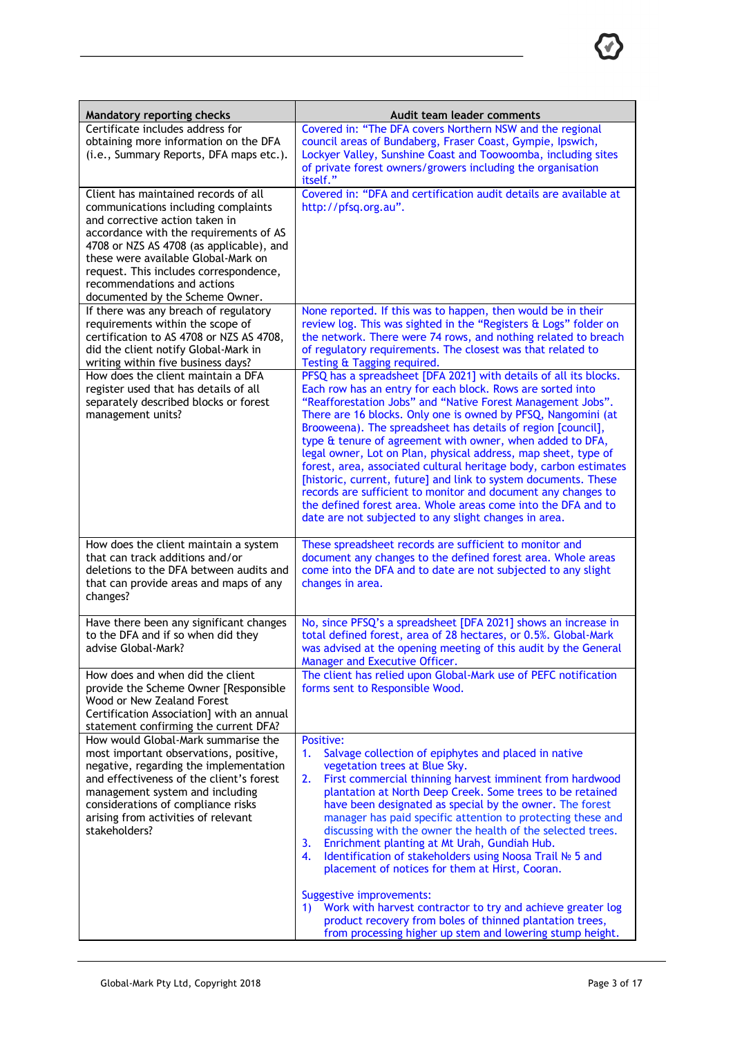| Mandatory reporting checks | Audit team leader comments |
|---|---|
| Certificate includes address for obtaining more information on the DFA (i.e., Summary Reports, DFA maps etc.). | Covered in: "The DFA covers Northern NSW and the regional council areas of Bundaberg, Fraser Coast, Gympie, Ipswich, Lockyer Valley, Sunshine Coast and Toowoomba, including sites of private forest owners/growers including the organisation itself." |
| Client has maintained records of all communications including complaints and corrective action taken in accordance with the requirements of AS 4708 or NZS AS 4708 (as applicable), and these were available Global-Mark on request. This includes correspondence, recommendations and actions documented by the Scheme Owner. | Covered in: "DFA and certification audit details are available at http://pfsq.org.au". |
| If there was any breach of regulatory requirements within the scope of certification to AS 4708 or NZS AS 4708, did the client notify Global-Mark in writing within five business days? | None reported. If this was to happen, then would be in their review log. This was sighted in the "Registers & Logs" folder on the network. There were 74 rows, and nothing related to breach of regulatory requirements. The closest was that related to Testing & Tagging required. |
| How does the client maintain a DFA register used that has details of all separately described blocks or forest management units? | PFSQ has a spreadsheet [DFA 2021] with details of all its blocks. Each row has an entry for each block. Rows are sorted into "Reafforestation Jobs" and "Native Forest Management Jobs". There are 16 blocks. Only one is owned by PFSQ, Nangomini (at Brooweena). The spreadsheet has details of region [council], type & tenure of agreement with owner, when added to DFA, legal owner, Lot on Plan, physical address, map sheet, type of forest, area, associated cultural heritage body, carbon estimates [historic, current, future] and link to system documents. These records are sufficient to monitor and document any changes to the defined forest area. Whole areas come into the DFA and to date are not subjected to any slight changes in area. |
| How does the client maintain a system that can track additions and/or deletions to the DFA between audits and that can provide areas and maps of any changes? | These spreadsheet records are sufficient to monitor and document any changes to the defined forest area. Whole areas come into the DFA and to date are not subjected to any slight changes in area. |
| Have there been any significant changes to the DFA and if so when did they advise Global-Mark? | No, since PFSQ's a spreadsheet [DFA 2021] shows an increase in total defined forest, area of 28 hectares, or 0.5%. Global-Mark was advised at the opening meeting of this audit by the General Manager and Executive Officer. |
| How does and when did the client provide the Scheme Owner [Responsible Wood or New Zealand Forest Certification Association] with an annual statement confirming the current DFA? | The client has relied upon Global-Mark use of PEFC notification forms sent to Responsible Wood. |
| How would Global-Mark summarise the most important observations, positive, negative, regarding the implementation and effectiveness of the client's forest management system and including considerations of compliance risks arising from activities of relevant stakeholders? | Positive:<br>1. Salvage collection of epiphytes and placed in native vegetation trees at Blue Sky.<br>2. First commercial thinning harvest imminent from hardwood plantation at North Deep Creek. Some trees to be retained have been designated as special by the owner. The forest manager has paid specific attention to protecting these and discussing with the owner the health of the selected trees.<br>3. Enrichment planting at Mt Urah, Gundiah Hub.<br>4. Identification of stakeholders using Noosa Trail № 5 and placement of notices for them at Hirst, Cooran.<br><br>Suggestive improvements:<br>1) Work with harvest contractor to try and achieve greater log product recovery from boles of thinned plantation trees, from processing higher up stem and lowering stump height. |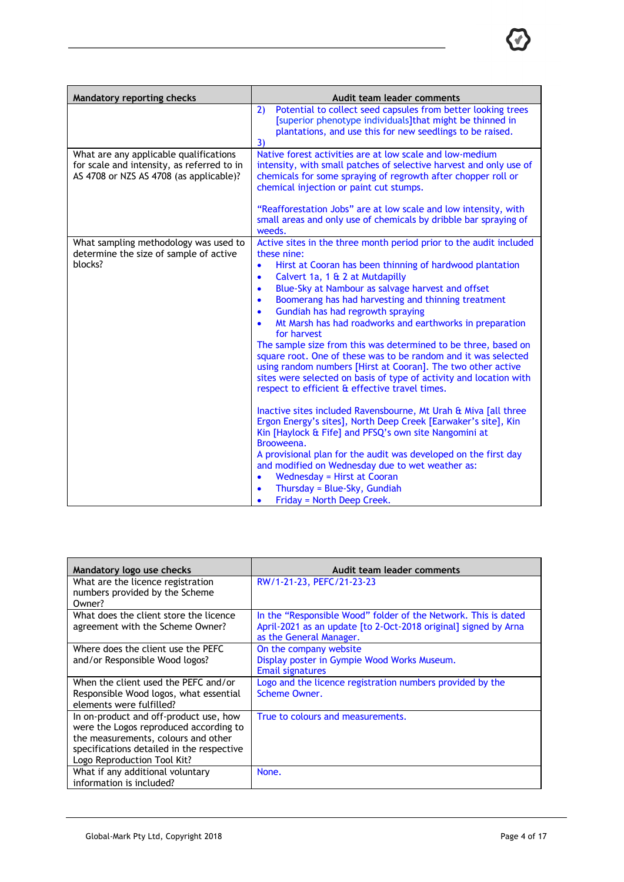| Mandatory reporting checks | Audit team leader comments |
|---|---|
| | 2) Potential to collect seed capsules from better looking trees [superior phenotype individuals]that might be thinned in plantations, and use this for new seedlings to be raised.<br>3) |
| What are any applicable qualifications for scale and intensity, as referred to in AS 4708 or NZS AS 4708 (as applicable)? | Native forest activities are at low scale and low-medium intensity, with small patches of selective harvest and only use of chemicals for some spraying of regrowth after chopper roll or chemical injection or paint cut stumps.<br><br>"Reafforestation Jobs" are at low scale and low intensity, with small areas and only use of chemicals by dribble bar spraying of weeds. |
| What sampling methodology was used to determine the size of sample of active blocks? | Active sites in the three month period prior to the audit included these nine:<br>• Hirst at Cooran has been thinning of hardwood plantation<br>• Calvert 1a, 1 & 2 at Mutdapilly<br>• Blue-Sky at Nambour as salvage harvest and offset<br>• Boomerang has had harvesting and thinning treatment<br>• Gundiah has had regrowth spraying<br>• Mt Marsh has had roadworks and earthworks in preparation for harvest<br>The sample size from this was determined to be three, based on square root. One of these was to be random and it was selected using random numbers [Hirst at Cooran]. The two other active sites were selected on basis of type of activity and location with respect to efficient & effective travel times.<br><br>Inactive sites included Ravensbourne, Mt Urah & Miva [all three Ergon Energy's sites], North Deep Creek [Earwaker's site], Kin Kin [Haylock & Fife] and PFSQ's own site Nangomini at Brooweena.<br>A provisional plan for the audit was developed on the first day and modified on Wednesday due to wet weather as:<br>• Wednesday = Hirst at Cooran<br>• Thursday = Blue-Sky, Gundiah<br>• Friday = North Deep Creek. |

| Mandatory logo use checks | Audit team leader comments |
|---|---|
| What are the licence registration numbers provided by the Scheme Owner? | RW/1-21-23, PEFC/21-23-23 |
| What does the client store the licence agreement with the Scheme Owner? | In the "Responsible Wood" folder of the Network. This is dated April-2021 as an update [to 2-Oct-2018 original] signed by Arna as the General Manager. |
| Where does the client use the PEFC and/or Responsible Wood logos? | On the company website<br>Display poster in Gympie Wood Works Museum.<br>Email signatures |
| When the client used the PEFC and/or Responsible Wood logos, what essential elements were fulfilled? | Logo and the licence registration numbers provided by the Scheme Owner. |
| In on-product and off-product use, how were the Logos reproduced according to the measurements, colours and other specifications detailed in the respective Logo Reproduction Tool Kit? | True to colours and measurements. |
| What if any additional voluntary information is included? | None. |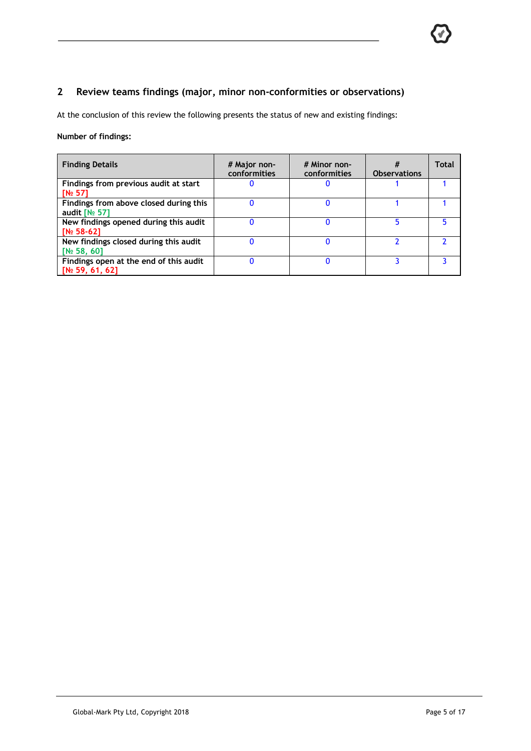## 2 Review teams findings (major, minor non-conformities or observations)

At the conclusion of this review the following presents the status of new and existing findings:

**Number of findings:**

| Finding Details | # Major non-conformities | # Minor non-conformities | # Observations | Total |
|---|---|---|---|---|
| Findings from previous audit at start [№ 57] | 0 | 0 | 1 | 1 |
| Findings from above closed during this audit [№ 57] | 0 | 0 | 1 | 1 |
| New findings opened during this audit [№ 58-62] | 0 | 0 | 5 | 5 |
| New findings closed during this audit [№ 58, 60] | 0 | 0 | 2 | 2 |
| Findings open at the end of this audit [№ 59, 61, 62] | 0 | 0 | 3 | 3 |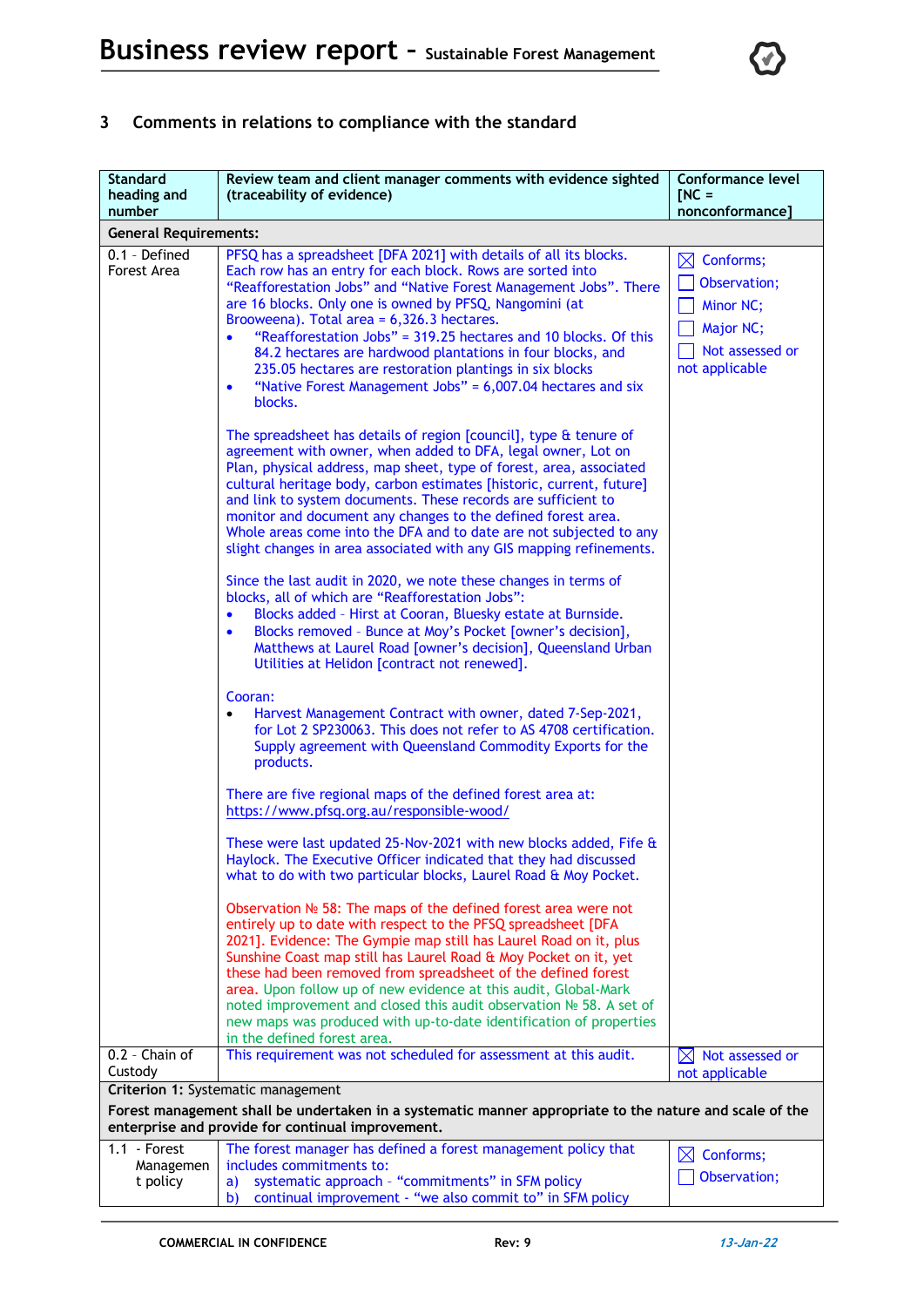## 3 Comments in relations to compliance with the standard

| Standard heading and number | Review team and client manager comments with evidence sighted (traceability of evidence) | Conformance level [NC = nonconformance] |
|---|---|---|
| **General Requirements:** | | |
| 0.1 - Defined Forest Area | PFSQ has a spreadsheet [DFA 2021] with details of all its blocks. Each row has an entry for each block. Rows are sorted into "Reafforestation Jobs" and "Native Forest Management Jobs". There are 16 blocks. Only one is owned by PFSQ, Nangomini (at Brooweena). Total area = 6,326.3 hectares.<br>• "Reafforestation Jobs" = 319.25 hectares and 10 blocks. Of this 84.2 hectares are hardwood plantations in four blocks, and 235.05 hectares are restoration plantings in six blocks<br>• "Native Forest Management Jobs" = 6,007.04 hectares and six blocks.<br><br>The spreadsheet has details of region [council], type & tenure of agreement with owner, when added to DFA, legal owner, Lot on Plan, physical address, map sheet, type of forest, area, associated cultural heritage body, carbon estimates [historic, current, future] and link to system documents. These records are sufficient to monitor and document any changes to the defined forest area. Whole areas come into the DFA and to date are not subjected to any slight changes in area associated with any GIS mapping refinements.<br><br>Since the last audit in 2020, we note these changes in terms of blocks, all of which are "Reafforestation Jobs":<br>• Blocks added - Hirst at Cooran, Bluesky estate at Burnside.<br>• Blocks removed - Bunce at Moy's Pocket [owner's decision], Matthews at Laurel Road [owner's decision], Queensland Urban Utilities at Helidon [contract not renewed].<br><br>Cooran:<br>• Harvest Management Contract with owner, dated 7-Sep-2021, for Lot 2 SP230063. This does not refer to AS 4708 certification. Supply agreement with Queensland Commodity Exports for the products.<br><br>There are five regional maps of the defined forest area at: https://www.pfsq.org.au/responsible-wood/<br><br>These were last updated 25-Nov-2021 with new blocks added, Fife & Haylock. The Executive Officer indicated that they had discussed what to do with two particular blocks, Laurel Road & Moy Pocket.<br><br>Observation № 58: The maps of the defined forest area were not entirely up to date with respect to the PFSQ spreadsheet [DFA 2021]. Evidence: The Gympie map still has Laurel Road on it, plus Sunshine Coast map still has Laurel Road & Moy Pocket on it, yet these had been removed from spreadsheet of the defined forest area. Upon follow up of new evidence at this audit, Global-Mark noted improvement and closed this audit observation № 58. A set of new maps was produced with up-to-date identification of properties in the defined forest area. | ☒ Conforms;<br>☐ Observation;<br>☐ Minor NC;<br>☐ Major NC;<br>☐ Not assessed or not applicable |
| 0.2 - Chain of Custody | This requirement was not scheduled for assessment at this audit. | ☒ Not assessed or not applicable |
| **Criterion 1:** Systematic management<br>**Forest management shall be undertaken in a systematic manner appropriate to the nature and scale of the enterprise and provide for continual improvement.** | | |
| 1.1 - Forest Management policy | The forest manager has defined a forest management policy that includes commitments to:<br>a) systematic approach - "commitments" in SFM policy<br>b) continual improvement - "we also commit to" in SFM policy | ☒ Conforms;<br>☐ Observation; |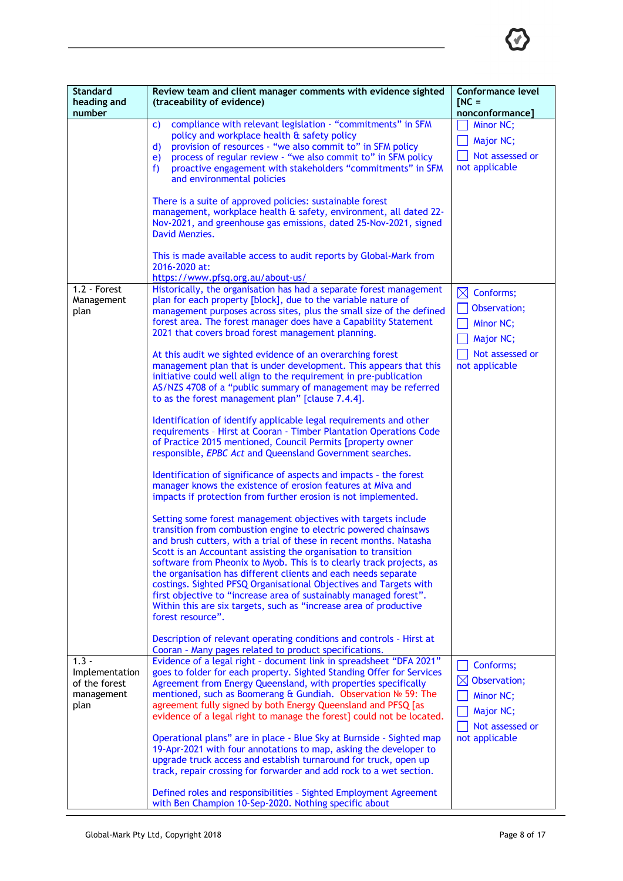| Standard heading and number | Review team and client manager comments with evidence sighted (traceability of evidence) | Conformance level [NC = nonconformance] |
|---|---|---|
| | c) compliance with relevant legislation - "commitments" in SFM policy and workplace health & safety policy<br>d) provision of resources - "we also commit to" in SFM policy<br>e) process of regular review - "we also commit to" in SFM policy<br>f) proactive engagement with stakeholders "commitments" in SFM and environmental policies<br><br>There is a suite of approved policies: sustainable forest management, workplace health & safety, environment, all dated 22-Nov-2021, and greenhouse gas emissions, dated 25-Nov-2021, signed David Menzies.<br><br>This is made available access to audit reports by Global-Mark from 2016-2020 at:<br>https://www.pfsq.org.au/about-us/ | ☐ Minor NC;<br>☐ Major NC;<br>☐ Not assessed or not applicable |
| 1.2 - Forest Management plan | Historically, the organisation has had a separate forest management plan for each property [block], due to the variable nature of management purposes across sites, plus the small size of the defined forest area. The forest manager does have a Capability Statement 2021 that covers broad forest management planning.<br><br>At this audit we sighted evidence of an overarching forest management plan that is under development. This appears that this initiative could well align to the requirement in pre-publication AS/NZS 4708 of a "public summary of management may be referred to as the forest management plan" [clause 7.4.4].<br><br>Identification of identify applicable legal requirements and other requirements - Hirst at Cooran - Timber Plantation Operations Code of Practice 2015 mentioned, Council Permits [property owner responsible, *EPBC Act* and Queensland Government searches.<br><br>Identification of significance of aspects and impacts - the forest manager knows the existence of erosion features at Miva and impacts if protection from further erosion is not implemented.<br><br>Setting some forest management objectives with targets include transition from combustion engine to electric powered chainsaws and brush cutters, with a trial of these in recent months. Natasha Scott is an Accountant assisting the organisation to transition software from Pheonix to Myob. This is to clearly track projects, as the organisation has different clients and each needs separate costings. Sighted PFSQ Organisational Objectives and Targets with first objective to "increase area of sustainably managed forest". Within this are six targets, such as "increase area of productive forest resource".<br><br>Description of relevant operating conditions and controls - Hirst at Cooran - Many pages related to product specifications. | ☒ Conforms;<br>☐ Observation;<br>☐ Minor NC;<br>☐ Major NC;<br>☐ Not assessed or not applicable |
| 1.3 - Implementation of the forest management plan | Evidence of a legal right - document link in spreadsheet "DFA 2021" goes to folder for each property. Sighted Standing Offer for Services Agreement from Energy Queensland, with properties specifically mentioned, such as Boomerang & Gundiah. Observation № 59: The agreement fully signed by both Energy Queensland and PFSQ [as evidence of a legal right to manage the forest] could not be located.<br><br>Operational plans" are in place - Blue Sky at Burnside - Sighted map 19-Apr-2021 with four annotations to map, asking the developer to upgrade truck access and establish turnaround for truck, open up track, repair crossing for forwarder and add rock to a wet section.<br><br>Defined roles and responsibilities - Sighted Employment Agreement with Ben Champion 10-Sep-2020. Nothing specific about | ☐ Conforms;<br>☒ Observation;<br>☐ Minor NC;<br>☐ Major NC;<br>☐ Not assessed or not applicable |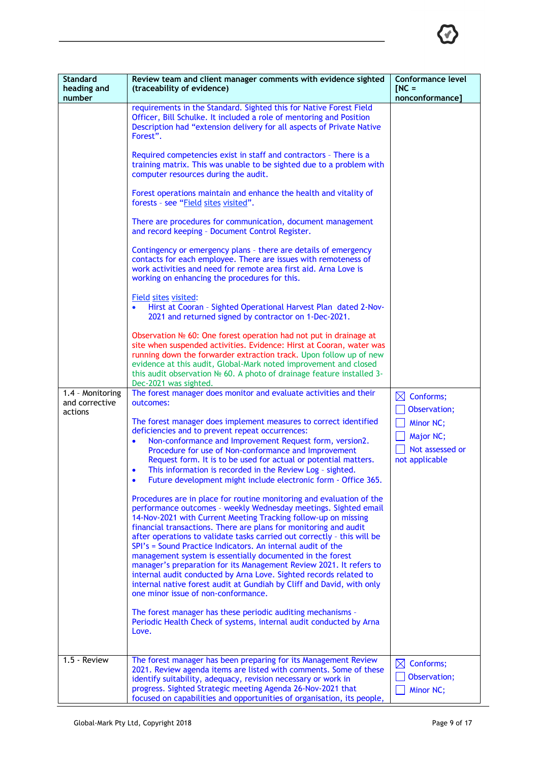| Standard heading and number | Review team and client manager comments with evidence sighted (traceability of evidence) | Conformance level [NC = nonconformance] |
|---|---|---|
| | requirements in the Standard. Sighted this for Native Forest Field Officer, Bill Schulke. It included a role of mentoring and Position Description had "extension delivery for all aspects of Private Native Forest".<br><br>Required competencies exist in staff and contractors - There is a training matrix. This was unable to be sighted due to a problem with computer resources during the audit.<br><br>Forest operations maintain and enhance the health and vitality of forests - see "Field sites visited".<br><br>There are procedures for communication, document management and record keeping - Document Control Register.<br><br>Contingency or emergency plans - there are details of emergency contacts for each employee. There are issues with remoteness of work activities and need for remote area first aid. Arna Love is working on enhancing the procedures for this.<br><br>Field sites visited:<br>• Hirst at Cooran - Sighted Operational Harvest Plan dated 2-Nov-2021 and returned signed by contractor on 1-Dec-2021.<br><br>Observation № 60: One forest operation had not put in drainage at site when suspended activities. Evidence: Hirst at Cooran, water was running down the forwarder extraction track. Upon follow up of new evidence at this audit, Global-Mark noted improvement and closed this audit observation № 60. A photo of drainage feature installed 3-Dec-2021 was sighted. | |
| 1.4 - Monitoring and corrective actions | The forest manager does monitor and evaluate activities and their outcomes:<br><br>The forest manager does implement measures to correct identified deficiencies and to prevent repeat occurrences:<br>• Non-conformance and Improvement Request form, version2. Procedure for use of Non-conformance and Improvement Request form. It is to be used for actual or potential matters.<br>• This information is recorded in the Review Log - sighted.<br>• Future development might include electronic form - Office 365.<br><br>Procedures are in place for routine monitoring and evaluation of the performance outcomes - weekly Wednesday meetings. Sighted email 14-Nov-2021 with Current Meeting Tracking follow-up on missing financial transactions. There are plans for monitoring and audit after operations to validate tasks carried out correctly - this will be SPI's = Sound Practice Indicators. An internal audit of the management system is essentially documented in the forest manager's preparation for its Management Review 2021. It refers to internal audit conducted by Arna Love. Sighted records related to internal native forest audit at Gundiah by Cliff and David, with only one minor issue of non-conformance.<br><br>The forest manager has these periodic auditing mechanisms - Periodic Health Check of systems, internal audit conducted by Arna Love. | ☒ Conforms;<br>☐ Observation;<br>☐ Minor NC;<br>☐ Major NC;<br>☐ Not assessed or not applicable |
| 1.5 - Review | The forest manager has been preparing for its Management Review 2021. Review agenda items are listed with comments. Some of these identify suitability, adequacy, revision necessary or work in progress. Sighted Strategic meeting Agenda 26-Nov-2021 that focused on capabilities and opportunities of organisation, its people, | ☒ Conforms;<br>☐ Observation;<br>☐ Minor NC; |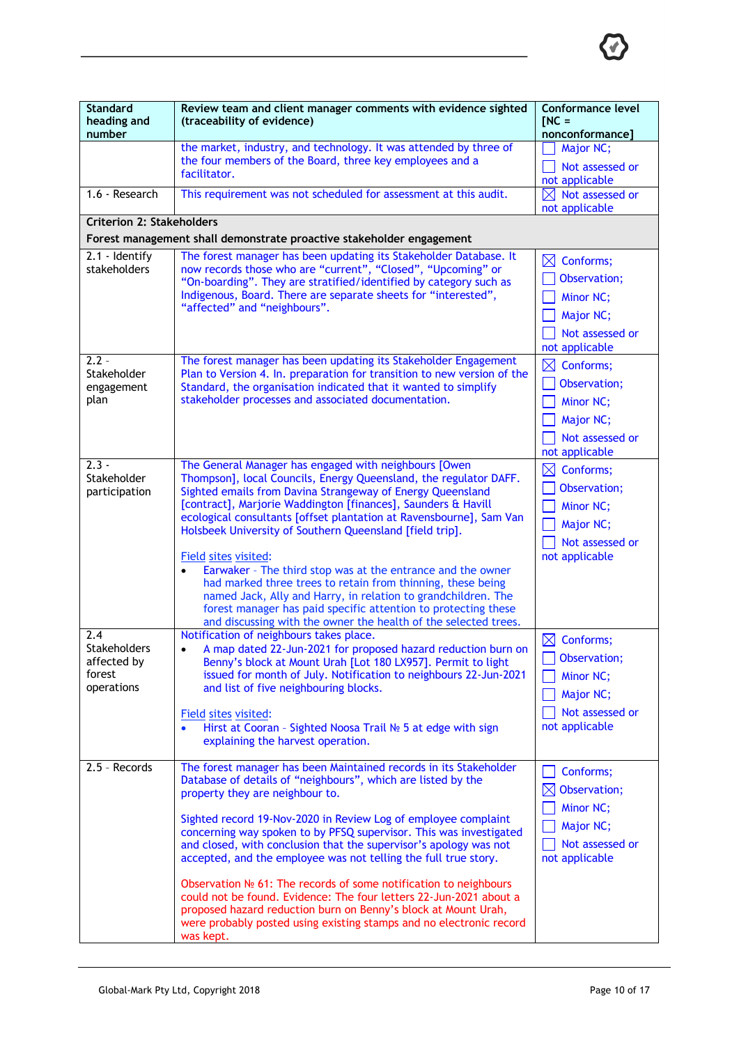| Standard heading and number | Review team and client manager comments with evidence sighted (traceability of evidence) | Conformance level [NC = nonconformance] |
|---|---|---|
| | the market, industry, and technology. It was attended by three of the four members of the Board, three key employees and a facilitator. | ☐ Major NC; ☐ Not assessed or not applicable |
| 1.6 - Research | This requirement was not scheduled for assessment at this audit. | ☒ Not assessed or not applicable |
| **Criterion 2: Stakeholders** **Forest management shall demonstrate proactive stakeholder engagement** | | |
| 2.1 - Identify stakeholders | The forest manager has been updating its Stakeholder Database. It now records those who are "current", "Closed", "Upcoming" or "On-boarding". They are stratified/identified by category such as Indigenous, Board. There are separate sheets for "interested", "affected" and "neighbours". | ☒ Conforms; ☐ Observation; ☐ Minor NC; ☐ Major NC; ☐ Not assessed or not applicable |
| 2.2 - Stakeholder engagement plan | The forest manager has been updating its Stakeholder Engagement Plan to Version 4. In. preparation for transition to new version of the Standard, the organisation indicated that it wanted to simplify stakeholder processes and associated documentation. | ☒ Conforms; ☐ Observation; ☐ Minor NC; ☐ Major NC; ☐ Not assessed or not applicable |
| 2.3 - Stakeholder participation | The General Manager has engaged with neighbours [Owen Thompson], local Councils, Energy Queensland, the regulator DAFF. Sighted emails from Davina Strangeway of Energy Queensland [contract], Marjorie Waddington [finances], Saunders & Havill ecological consultants [offset plantation at Ravensbourne], Sam Van Holsbeek University of Southern Queensland [field trip].<br><br>Field sites visited:<br>• Earwaker - The third stop was at the entrance and the owner had marked three trees to retain from thinning, these being named Jack, Ally and Harry, in relation to grandchildren. The forest manager has paid specific attention to protecting these and discussing with the owner the health of the selected trees. | ☒ Conforms; ☐ Observation; ☐ Minor NC; ☐ Major NC; ☐ Not assessed or not applicable |
| 2.4 Stakeholders affected by forest operations | Notification of neighbours takes place.<br>• A map dated 22-Jun-2021 for proposed hazard reduction burn on Benny's block at Mount Urah [Lot 180 LX957]. Permit to light issued for month of July. Notification to neighbours 22-Jun-2021 and list of five neighbouring blocks.<br><br>Field sites visited:<br>• Hirst at Cooran - Sighted Noosa Trail № 5 at edge with sign explaining the harvest operation. | ☒ Conforms; ☐ Observation; ☐ Minor NC; ☐ Major NC; ☐ Not assessed or not applicable |
| 2.5 - Records | The forest manager has been Maintained records in its Stakeholder Database of details of "neighbours", which are listed by the property they are neighbour to.<br><br>Sighted record 19-Nov-2020 in Review Log of employee complaint concerning way spoken to by PFSQ supervisor. This was investigated and closed, with conclusion that the supervisor's apology was not accepted, and the employee was not telling the full true story.<br><br>Observation № 61: The records of some notification to neighbours could not be found. Evidence: The four letters 22-Jun-2021 about a proposed hazard reduction burn on Benny's block at Mount Urah, were probably posted using existing stamps and no electronic record was kept. | ☐ Conforms; ☒ Observation; ☐ Minor NC; ☐ Major NC; ☐ Not assessed or not applicable |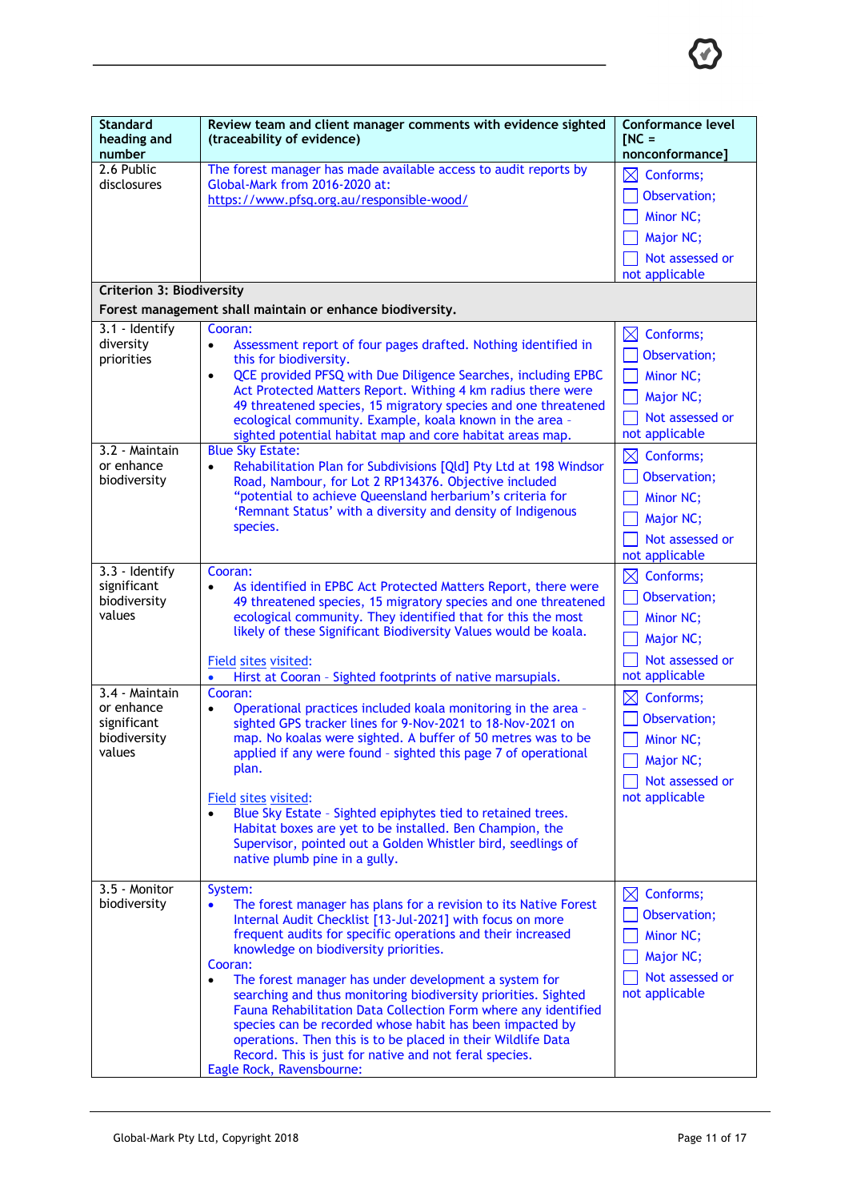| Standard heading and number | Review team and client manager comments with evidence sighted (traceability of evidence) | Conformance level [NC = nonconformance] |
|---|---|---|
| 2.6 Public disclosures | The forest manager has made available access to audit reports by Global-Mark from 2016-2020 at: https://www.pfsq.org.au/responsible-wood/ | ☒ Conforms;<br>☐ Observation;<br>☐ Minor NC;<br>☐ Major NC;<br>☐ Not assessed or not applicable |
| **Criterion 3: Biodiversity**<br>**Forest management shall maintain or enhance biodiversity.** | | |
| 3.1 - Identify diversity priorities | Cooran:<br>• Assessment report of four pages drafted. Nothing identified in this for biodiversity.<br>• QCE provided PFSQ with Due Diligence Searches, including EPBC Act Protected Matters Report. Withing 4 km radius there were 49 threatened species, 15 migratory species and one threatened ecological community. Example, koala known in the area - sighted potential habitat map and core habitat areas map. | ☒ Conforms;<br>☐ Observation;<br>☐ Minor NC;<br>☐ Major NC;<br>☐ Not assessed or not applicable |
| 3.2 - Maintain or enhance biodiversity | Blue Sky Estate:<br>• Rehabilitation Plan for Subdivisions [Qld] Pty Ltd at 198 Windsor Road, Nambour, for Lot 2 RP134376. Objective included "potential to achieve Queensland herbarium's criteria for 'Remnant Status' with a diversity and density of Indigenous species. | ☒ Conforms;<br>☐ Observation;<br>☐ Minor NC;<br>☐ Major NC;<br>☐ Not assessed or not applicable |
| 3.3 - Identify significant biodiversity values | Cooran:<br>• As identified in EPBC Act Protected Matters Report, there were 49 threatened species, 15 migratory species and one threatened ecological community. They identified that for this the most likely of these Significant Biodiversity Values would be koala.<br><br>Field sites visited:<br>• Hirst at Cooran - Sighted footprints of native marsupials. | ☒ Conforms;<br>☐ Observation;<br>☐ Minor NC;<br>☐ Major NC;<br>☐ Not assessed or not applicable |
| 3.4 - Maintain or enhance significant biodiversity values | Cooran:<br>• Operational practices included koala monitoring in the area - sighted GPS tracker lines for 9-Nov-2021 to 18-Nov-2021 on map. No koalas were sighted. A buffer of 50 metres was to be applied if any were found - sighted this page 7 of operational plan.<br><br>Field sites visited:<br>• Blue Sky Estate - Sighted epiphytes tied to retained trees. Habitat boxes are yet to be installed. Ben Champion, the Supervisor, pointed out a Golden Whistler bird, seedlings of native plumb pine in a gully. | ☒ Conforms;<br>☐ Observation;<br>☐ Minor NC;<br>☐ Major NC;<br>☐ Not assessed or not applicable |
| 3.5 - Monitor biodiversity | System:<br>• The forest manager has plans for a revision to its Native Forest Internal Audit Checklist [13-Jul-2021] with focus on more frequent audits for specific operations and their increased knowledge on biodiversity priorities.<br>Cooran:<br>• The forest manager has under development a system for searching and thus monitoring biodiversity priorities. Sighted Fauna Rehabilitation Data Collection Form where any identified species can be recorded whose habit has been impacted by operations. Then this is to be placed in their Wildlife Data Record. This is just for native and not feral species.<br>Eagle Rock, Ravensbourne: | ☒ Conforms;<br>☐ Observation;<br>☐ Minor NC;<br>☐ Major NC;<br>☐ Not assessed or not applicable |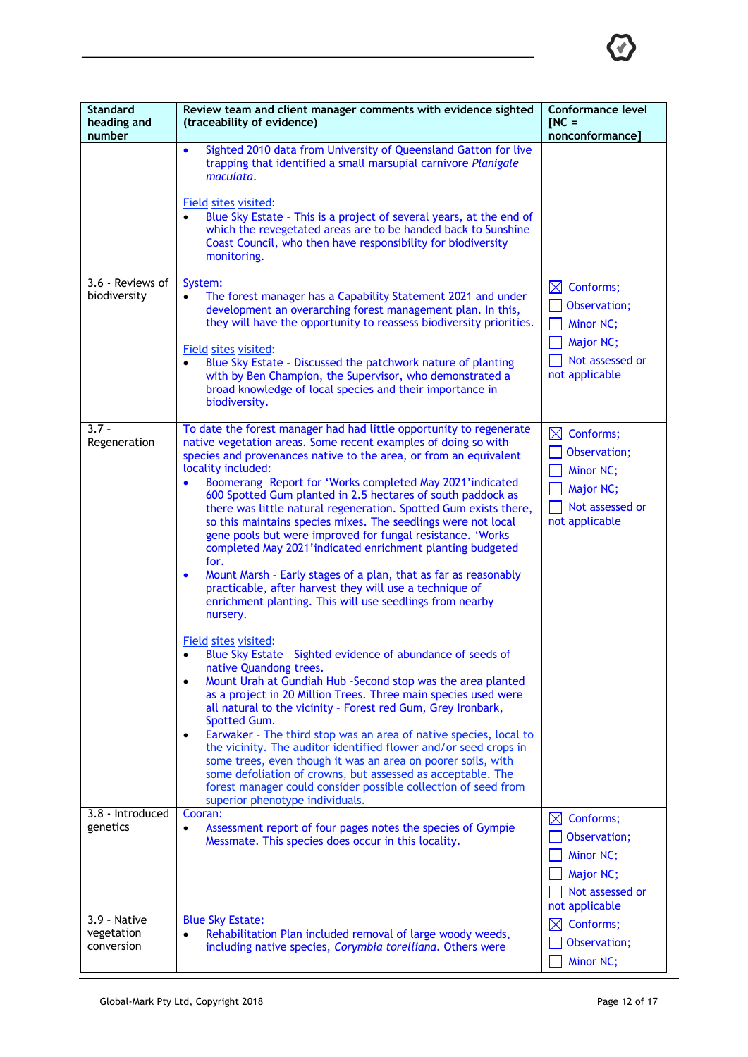| Standard heading and number | Review team and client manager comments with evidence sighted (traceability of evidence) | Conformance level [NC = nonconformance] |
|---|---|---|
| | • Sighted 2010 data from University of Queensland Gatton for live trapping that identified a small marsupial carnivore *Planigale maculata*.<br><br>Field sites visited:<br>• Blue Sky Estate - This is a project of several years, at the end of which the revegetated areas are to be handed back to Sunshine Coast Council, who then have responsibility for biodiversity monitoring. | |
| 3.6 - Reviews of biodiversity | System:<br>• The forest manager has a Capability Statement 2021 and under development an overarching forest management plan. In this, they will have the opportunity to reassess biodiversity priorities.<br><br>Field sites visited:<br>• Blue Sky Estate - Discussed the patchwork nature of planting with by Ben Champion, the Supervisor, who demonstrated a broad knowledge of local species and their importance in biodiversity. | ☒ Conforms;<br>☐ Observation;<br>☐ Minor NC;<br>☐ Major NC;<br>☐ Not assessed or not applicable |
| 3.7 - Regeneration | To date the forest manager had had little opportunity to regenerate native vegetation areas. Some recent examples of doing so with species and provenances native to the area, or from an equivalent locality included:<br>• Boomerang -Report for 'Works completed May 2021'indicated 600 Spotted Gum planted in 2.5 hectares of south paddock as there was little natural regeneration. Spotted Gum exists there, so this maintains species mixes. The seedlings were not local gene pools but were improved for fungal resistance. 'Works completed May 2021'indicated enrichment planting budgeted for.<br>• Mount Marsh - Early stages of a plan, that as far as reasonably practicable, after harvest they will use a technique of enrichment planting. This will use seedlings from nearby nursery.<br><br>Field sites visited:<br>• Blue Sky Estate - Sighted evidence of abundance of seeds of native Quandong trees.<br>• Mount Urah at Gundiah Hub -Second stop was the area planted as a project in 20 Million Trees. Three main species used were all natural to the vicinity - Forest red Gum, Grey Ironbark, Spotted Gum.<br>• Earwaker - The third stop was an area of native species, local to the vicinity. The auditor identified flower and/or seed crops in some trees, even though it was an area on poorer soils, with some defoliation of crowns, but assessed as acceptable. The forest manager could consider possible collection of seed from superior phenotype individuals. | ☒ Conforms;<br>☐ Observation;<br>☐ Minor NC;<br>☐ Major NC;<br>☐ Not assessed or not applicable |
| 3.8 - Introduced genetics | Cooran:<br>• Assessment report of four pages notes the species of Gympie Messmate. This species does occur in this locality. | ☒ Conforms;<br>☐ Observation;<br>☐ Minor NC;<br>☐ Major NC;<br>☐ Not assessed or not applicable |
| 3.9 - Native vegetation conversion | Blue Sky Estate:<br>• Rehabilitation Plan included removal of large woody weeds, including native species, *Corymbia torelliana*. Others were | ☒ Conforms;<br>☐ Observation;<br>☐ Minor NC; |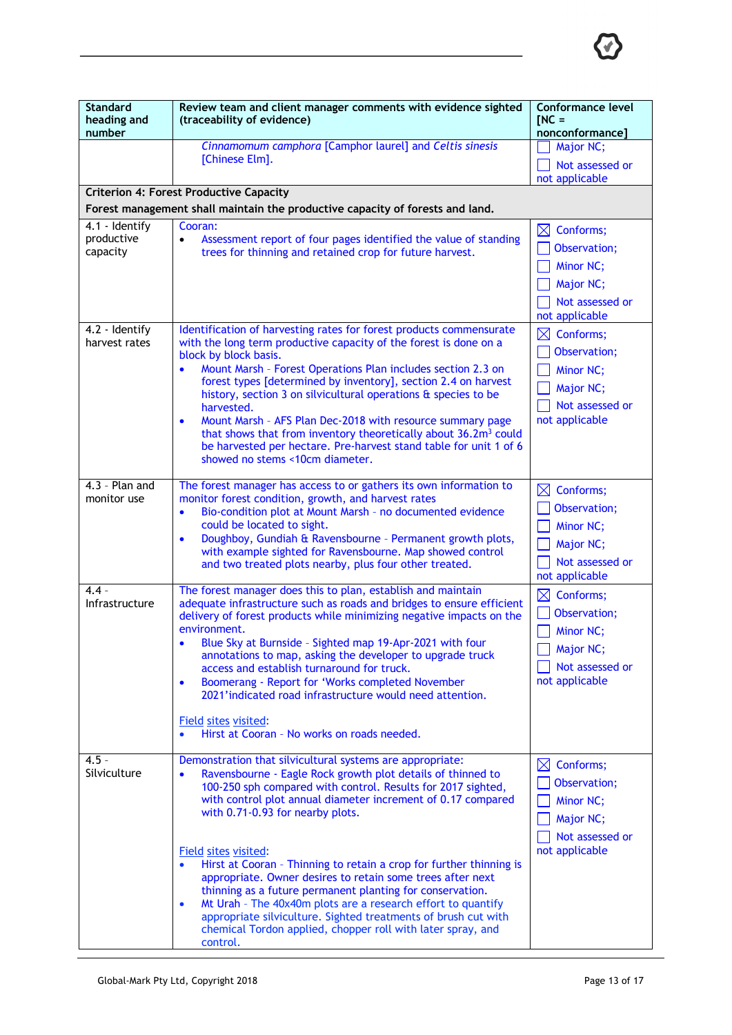| Standard heading and number | Review team and client manager comments with evidence sighted (traceability of evidence) | Conformance level [NC = nonconformance] |
|---|---|---|
| | *Cinnamomum camphora* [Camphor laurel] and *Celtis sinesis* [Chinese Elm]. | ☐ Major NC;<br>☐ Not assessed or not applicable |
| **Criterion 4: Forest Productive Capacity**<br>**Forest management shall maintain the productive capacity of forests and land.** | | |
| 4.1 - Identify productive capacity | Cooran:<br>• Assessment report of four pages identified the value of standing trees for thinning and retained crop for future harvest. | ☒ Conforms;<br>☐ Observation;<br>☐ Minor NC;<br>☐ Major NC;<br>☐ Not assessed or not applicable |
| 4.2 - Identify harvest rates | Identification of harvesting rates for forest products commensurate with the long term productive capacity of the forest is done on a block by block basis.<br>• Mount Marsh - Forest Operations Plan includes section 2.3 on forest types [determined by inventory], section 2.4 on harvest history, section 3 on silvicultural operations & species to be harvested.<br>• Mount Marsh - AFS Plan Dec-2018 with resource summary page that shows that from inventory theoretically about 36.2m$^3$ could be harvested per hectare. Pre-harvest stand table for unit 1 of 6 showed no stems <10cm diameter. | ☒ Conforms;<br>☐ Observation;<br>☐ Minor NC;<br>☐ Major NC;<br>☐ Not assessed or not applicable |
| 4.3 - Plan and monitor use | The forest manager has access to or gathers its own information to monitor forest condition, growth, and harvest rates<br>• Bio-condition plot at Mount Marsh - no documented evidence could be located to sight.<br>• Doughboy, Gundiah & Ravensbourne - Permanent growth plots, with example sighted for Ravensbourne. Map showed control and two treated plots nearby, plus four other treated. | ☒ Conforms;<br>☐ Observation;<br>☐ Minor NC;<br>☐ Major NC;<br>☐ Not assessed or not applicable |
| 4.4 - Infrastructure | The forest manager does this to plan, establish and maintain adequate infrastructure such as roads and bridges to ensure efficient delivery of forest products while minimizing negative impacts on the environment.<br>• Blue Sky at Burnside - Sighted map 19-Apr-2021 with four annotations to map, asking the developer to upgrade truck access and establish turnaround for truck.<br>• Boomerang - Report for 'Works completed November 2021'indicated road infrastructure would need attention.<br><br>Field sites visited:<br>• Hirst at Cooran - No works on roads needed. | ☒ Conforms;<br>☐ Observation;<br>☐ Minor NC;<br>☐ Major NC;<br>☐ Not assessed or not applicable |
| 4.5 - Silviculture | Demonstration that silvicultural systems are appropriate:<br>• Ravensbourne - Eagle Rock growth plot details of thinned to 100-250 sph compared with control. Results for 2017 sighted, with control plot annual diameter increment of 0.17 compared with 0.71-0.93 for nearby plots.<br><br>Field sites visited:<br>• Hirst at Cooran - Thinning to retain a crop for further thinning is appropriate. Owner desires to retain some trees after next thinning as a future permanent planting for conservation.<br>• Mt Urah - The 40x40m plots are a research effort to quantify appropriate silviculture. Sighted treatments of brush cut with chemical Tordon applied, chopper roll with later spray, and control. | ☒ Conforms;<br>☐ Observation;<br>☐ Minor NC;<br>☐ Major NC;<br>☐ Not assessed or not applicable |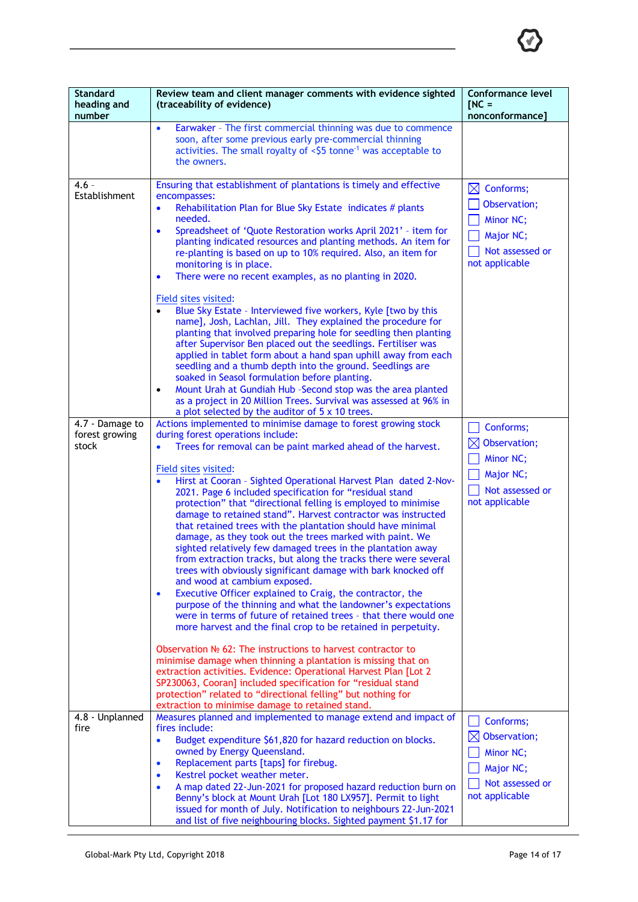| Standard heading and number | Review team and client manager comments with evidence sighted (traceability of evidence) | Conformance level [NC = nonconformance] |
|---|---|---|
| | • Earwaker - The first commercial thinning was due to commence soon, after some previous early pre-commercial thinning activities. The small royalty of <$5 tonne$^{-1}$ was acceptable to the owners. | |
| 4.6 - Establishment | Ensuring that establishment of plantations is timely and effective encompasses:<br>• Rehabilitation Plan for Blue Sky Estate indicates # plants needed.<br>• Spreadsheet of 'Quote Restoration works April 2021' - item for planting indicated resources and planting methods. An item for re-planting is based on up to 10% required. Also, an item for monitoring is in place.<br>• There were no recent examples, as no planting in 2020.<br><br>Field sites visited:<br>• Blue Sky Estate - Interviewed five workers, Kyle [two by this name], Josh, Lachlan, Jill. They explained the procedure for planting that involved preparing hole for seedling then planting after Supervisor Ben placed out the seedlings. Fertiliser was applied in tablet form about a hand span uphill away from each seedling and a thumb depth into the ground. Seedlings are soaked in Seasol formulation before planting.<br>• Mount Urah at Gundiah Hub -Second stop was the area planted as a project in 20 Million Trees. Survival was assessed at 96% in a plot selected by the auditor of 5 x 10 trees. | ☒ Conforms;<br>☐ Observation;<br>☐ Minor NC;<br>☐ Major NC;<br>☐ Not assessed or not applicable |
| 4.7 - Damage to forest growing stock | Actions implemented to minimise damage to forest growing stock during forest operations include:<br>• Trees for removal can be paint marked ahead of the harvest.<br><br>Field sites visited:<br>• Hirst at Cooran - Sighted Operational Harvest Plan dated 2-Nov-2021. Page 6 included specification for "residual stand protection" that "directional felling is employed to minimise damage to retained stand". Harvest contractor was instructed that retained trees with the plantation should have minimal damage, as they took out the trees marked with paint. We sighted relatively few damaged trees in the plantation away from extraction tracks, but along the tracks there were several trees with obviously significant damage with bark knocked off and wood at cambium exposed.<br>• Executive Officer explained to Craig, the contractor, the purpose of the thinning and what the landowner's expectations were in terms of future of retained trees - that there would one more harvest and the final crop to be retained in perpetuity.<br><br>Observation № 62: The instructions to harvest contractor to minimise damage when thinning a plantation is missing that on extraction activities. Evidence: Operational Harvest Plan [Lot 2 SP230063, Cooran] included specification for "residual stand protection" related to "directional felling" but nothing for extraction to minimise damage to retained stand. | ☐ Conforms;<br>☒ Observation;<br>☐ Minor NC;<br>☐ Major NC;<br>☐ Not assessed or not applicable |
| 4.8 - Unplanned fire | Measures planned and implemented to manage extend and impact of fires include:<br>• Budget expenditure $61,820 for hazard reduction on blocks. owned by Energy Queensland.<br>• Replacement parts [taps] for firebug.<br>• Kestrel pocket weather meter.<br>• A map dated 22-Jun-2021 for proposed hazard reduction burn on Benny's block at Mount Urah [Lot 180 LX957]. Permit to light issued for month of July. Notification to neighbours 22-Jun-2021 and list of five neighbouring blocks. Sighted payment $1.17 for | ☐ Conforms;<br>☒ Observation;<br>☐ Minor NC;<br>☐ Major NC;<br>☐ Not assessed or not applicable |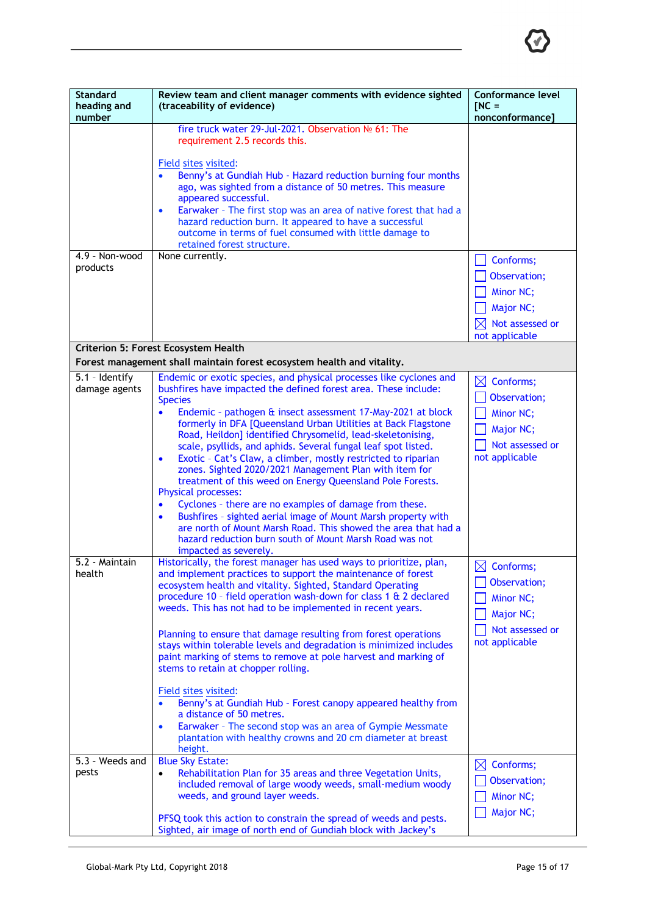| Standard heading and number | Review team and client manager comments with evidence sighted (traceability of evidence) | Conformance level [NC = nonconformance] |
|---|---|---|
| | fire truck water 29-Jul-2021. Observation № 61: The requirement 2.5 records this.<br><br>Field sites visited:<br>• Benny's at Gundiah Hub - Hazard reduction burning four months ago, was sighted from a distance of 50 metres. This measure appeared successful.<br>• Earwaker - The first stop was an area of native forest that had a hazard reduction burn. It appeared to have a successful outcome in terms of fuel consumed with little damage to retained forest structure. | |
| 4.9 - Non-wood products | None currently. | ☐ Conforms;<br>☐ Observation;<br>☐ Minor NC;<br>☐ Major NC;<br>☒ Not assessed or not applicable |
| **Criterion 5: Forest Ecosystem Health**<br>**Forest management shall maintain forest ecosystem health and vitality.** | | |
| 5.1 - Identify damage agents | Endemic or exotic species, and physical processes like cyclones and bushfires have impacted the defined forest area. These include:<br>Species<br>• Endemic - pathogen & insect assessment 17-May-2021 at block formerly in DFA [Queensland Urban Utilities at Back Flagstone Road, Heildon] identified Chrysomelid, lead-skeletonising, scale, psyllids, and aphids. Several fungal leaf spot listed.<br>• Exotic - Cat's Claw, a climber, mostly restricted to riparian zones. Sighted 2020/2021 Management Plan with item for treatment of this weed on Energy Queensland Pole Forests.<br>Physical processes:<br>• Cyclones - there are no examples of damage from these.<br>• Bushfires - sighted aerial image of Mount Marsh property with are north of Mount Marsh Road. This showed the area that had a hazard reduction burn south of Mount Marsh Road was not impacted as severely. | ☒ Conforms;<br>☐ Observation;<br>☐ Minor NC;<br>☐ Major NC;<br>☐ Not assessed or not applicable |
| 5.2 - Maintain health | Historically, the forest manager has used ways to prioritize, plan, and implement practices to support the maintenance of forest ecosystem health and vitality. Sighted, Standard Operating procedure 10 - field operation wash-down for class 1 & 2 declared weeds. This has not had to be implemented in recent years.<br><br>Planning to ensure that damage resulting from forest operations stays within tolerable levels and degradation is minimized includes paint marking of stems to remove at pole harvest and marking of stems to retain at chopper rolling.<br><br>Field sites visited:<br>• Benny's at Gundiah Hub - Forest canopy appeared healthy from a distance of 50 metres.<br>• Earwaker - The second stop was an area of Gympie Messmate plantation with healthy crowns and 20 cm diameter at breast height. | ☒ Conforms;<br>☐ Observation;<br>☐ Minor NC;<br>☐ Major NC;<br>☐ Not assessed or not applicable |
| 5.3 - Weeds and pests | Blue Sky Estate:<br>• Rehabilitation Plan for 35 areas and three Vegetation Units, included removal of large woody weeds, small-medium woody weeds, and ground layer weeds.<br><br>PFSQ took this action to constrain the spread of weeds and pests. Sighted, air image of north end of Gundiah block with Jackey's | ☒ Conforms;<br>☐ Observation;<br>☐ Minor NC;<br>☐ Major NC; |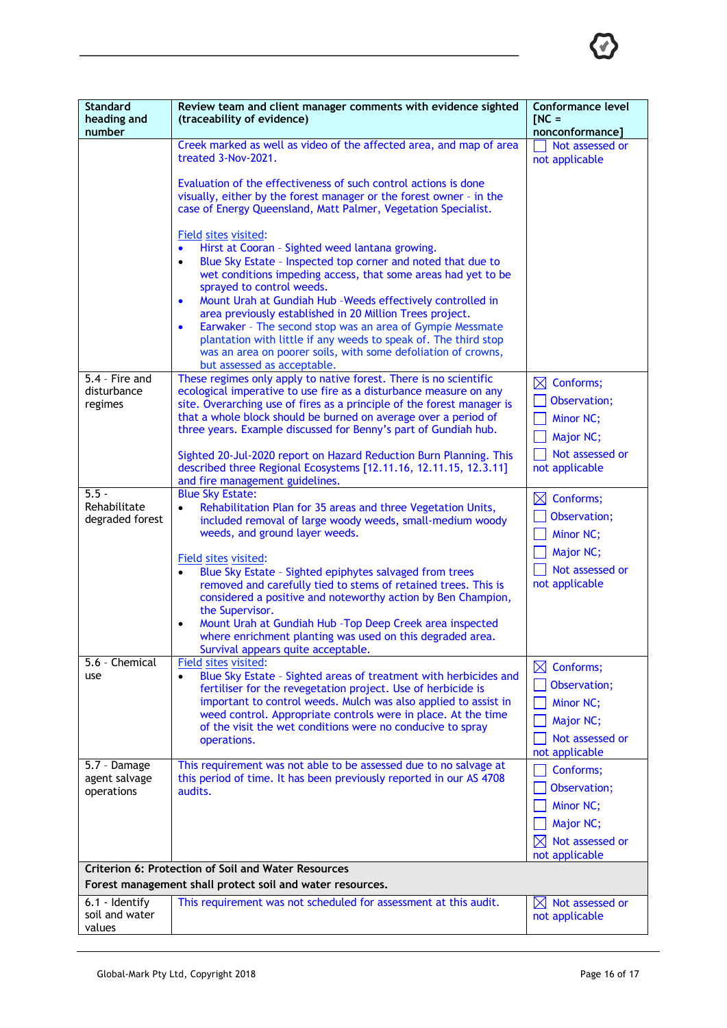| Standard heading and number | Review team and client manager comments with evidence sighted (traceability of evidence) | Conformance level [NC = nonconformance] |
|---|---|---|
| | Creek marked as well as video of the affected area, and map of area treated 3-Nov-2021.<br><br>Evaluation of the effectiveness of such control actions is done visually, either by the forest manager or the forest owner - in the case of Energy Queensland, Matt Palmer, Vegetation Specialist.<br><br>Field sites visited:<br>• Hirst at Cooran - Sighted weed lantana growing.<br>• Blue Sky Estate - Inspected top corner and noted that due to wet conditions impeding access, that some areas had yet to be sprayed to control weeds.<br>• Mount Urah at Gundiah Hub -Weeds effectively controlled in area previously established in 20 Million Trees project.<br>• Earwaker - The second stop was an area of Gympie Messmate plantation with little if any weeds to speak of. The third stop was an area on poorer soils, with some defoliation of crowns, but assessed as acceptable. | ☐ Not assessed or not applicable |
| 5.4 - Fire and disturbance regimes | These regimes only apply to native forest. There is no scientific ecological imperative to use fire as a disturbance measure on any site. Overarching use of fires as a principle of the forest manager is that a whole block should be burned on average over a period of three years. Example discussed for Benny's part of Gundiah hub.<br><br>Sighted 20-Jul-2020 report on Hazard Reduction Burn Planning. This described three Regional Ecosystems [12.11.16, 12.11.15, 12.3.11] and fire management guidelines. | ☒ Conforms;<br>☐ Observation;<br>☐ Minor NC;<br>☐ Major NC;<br>☐ Not assessed or not applicable |
| 5.5 - Rehabilitate degraded forest | Blue Sky Estate:<br>• Rehabilitation Plan for 35 areas and three Vegetation Units, included removal of large woody weeds, small-medium woody weeds, and ground layer weeds.<br><br>Field sites visited:<br>• Blue Sky Estate - Sighted epiphytes salvaged from trees removed and carefully tied to stems of retained trees. This is considered a positive and noteworthy action by Ben Champion, the Supervisor.<br>• Mount Urah at Gundiah Hub -Top Deep Creek area inspected where enrichment planting was used on this degraded area. Survival appears quite acceptable. | ☒ Conforms;<br>☐ Observation;<br>☐ Minor NC;<br>☐ Major NC;<br>☐ Not assessed or not applicable |
| 5.6 - Chemical use | Field sites visited:<br>• Blue Sky Estate - Sighted areas of treatment with herbicides and fertiliser for the revegetation project. Use of herbicide is important to control weeds. Mulch was also applied to assist in weed control. Appropriate controls were in place. At the time of the visit the wet conditions were no conducive to spray operations. | ☒ Conforms;<br>☐ Observation;<br>☐ Minor NC;<br>☐ Major NC;<br>☐ Not assessed or not applicable |
| 5.7 - Damage agent salvage operations | This requirement was not able to be assessed due to no salvage at this period of time. It has been previously reported in our AS 4708 audits. | ☐ Conforms;<br>☐ Observation;<br>☐ Minor NC;<br>☐ Major NC;<br>☒ Not assessed or not applicable |
| **Criterion 6: Protection of Soil and Water Resources**<br>**Forest management shall protect soil and water resources.** | | |
| 6.1 - Identify soil and water values | This requirement was not scheduled for assessment at this audit. | ☒ Not assessed or not applicable |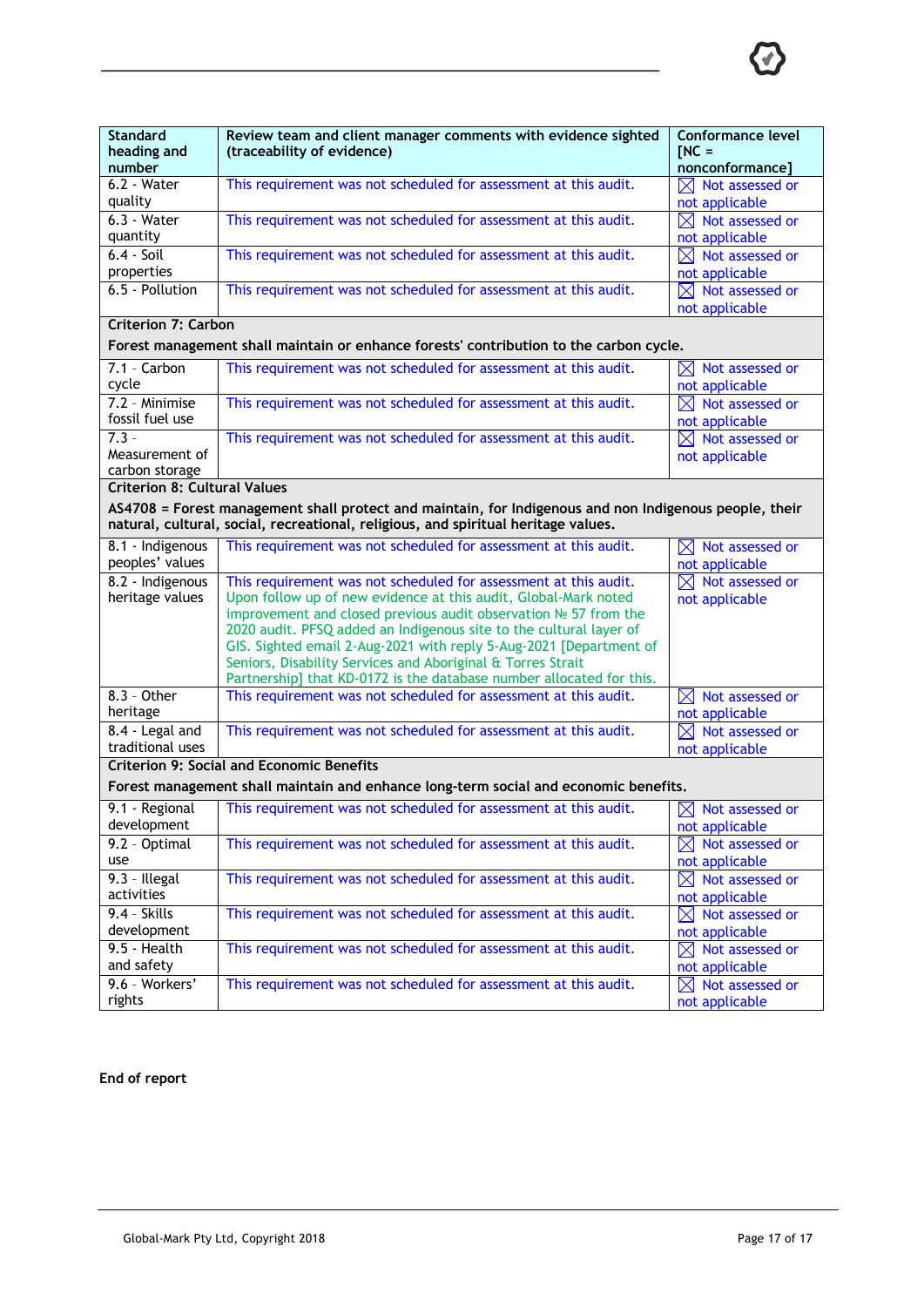| Standard heading and number | Review team and client manager comments with evidence sighted (traceability of evidence) | Conformance level [NC = nonconformance] |
|---|---|---|
| 6.2 - Water quality | This requirement was not scheduled for assessment at this audit. | ☒ Not assessed or not applicable |
| 6.3 - Water quantity | This requirement was not scheduled for assessment at this audit. | ☒ Not assessed or not applicable |
| 6.4 - Soil properties | This requirement was not scheduled for assessment at this audit. | ☒ Not assessed or not applicable |
| 6.5 - Pollution | This requirement was not scheduled for assessment at this audit. | ☒ Not assessed or not applicable |
| **Criterion 7: Carbon** **Forest management shall maintain or enhance forests' contribution to the carbon cycle.** | | |
| 7.1 - Carbon cycle | This requirement was not scheduled for assessment at this audit. | ☒ Not assessed or not applicable |
| 7.2 - Minimise fossil fuel use | This requirement was not scheduled for assessment at this audit. | ☒ Not assessed or not applicable |
| 7.3 - Measurement of carbon storage | This requirement was not scheduled for assessment at this audit. | ☒ Not assessed or not applicable |
| **Criterion 8: Cultural Values** **AS4708 = Forest management shall protect and maintain, for Indigenous and non Indigenous people, their natural, cultural, social, recreational, religious, and spiritual heritage values.** | | |
| 8.1 - Indigenous peoples' values | This requirement was not scheduled for assessment at this audit. | ☒ Not assessed or not applicable |
| 8.2 - Indigenous heritage values | This requirement was not scheduled for assessment at this audit. Upon follow up of new evidence at this audit, Global-Mark noted improvement and closed previous audit observation № 57 from the 2020 audit. PFSQ added an Indigenous site to the cultural layer of GIS. Sighted email 2-Aug-2021 with reply 5-Aug-2021 [Department of Seniors, Disability Services and Aboriginal & Torres Strait Partnership] that KD-0172 is the database number allocated for this. | ☒ Not assessed or not applicable |
| 8.3 - Other heritage | This requirement was not scheduled for assessment at this audit. | ☒ Not assessed or not applicable |
| 8.4 - Legal and traditional uses | This requirement was not scheduled for assessment at this audit. | ☒ Not assessed or not applicable |
| **Criterion 9: Social and Economic Benefits** **Forest management shall maintain and enhance long-term social and economic benefits.** | | |
| 9.1 - Regional development | This requirement was not scheduled for assessment at this audit. | ☒ Not assessed or not applicable |
| 9.2 - Optimal use | This requirement was not scheduled for assessment at this audit. | ☒ Not assessed or not applicable |
| 9.3 - Illegal activities | This requirement was not scheduled for assessment at this audit. | ☒ Not assessed or not applicable |
| 9.4 - Skills development | This requirement was not scheduled for assessment at this audit. | ☒ Not assessed or not applicable |
| 9.5 - Health and safety | This requirement was not scheduled for assessment at this audit. | ☒ Not assessed or not applicable |
| 9.6 - Workers' rights | This requirement was not scheduled for assessment at this audit. | ☒ Not assessed or not applicable |

**End of report**